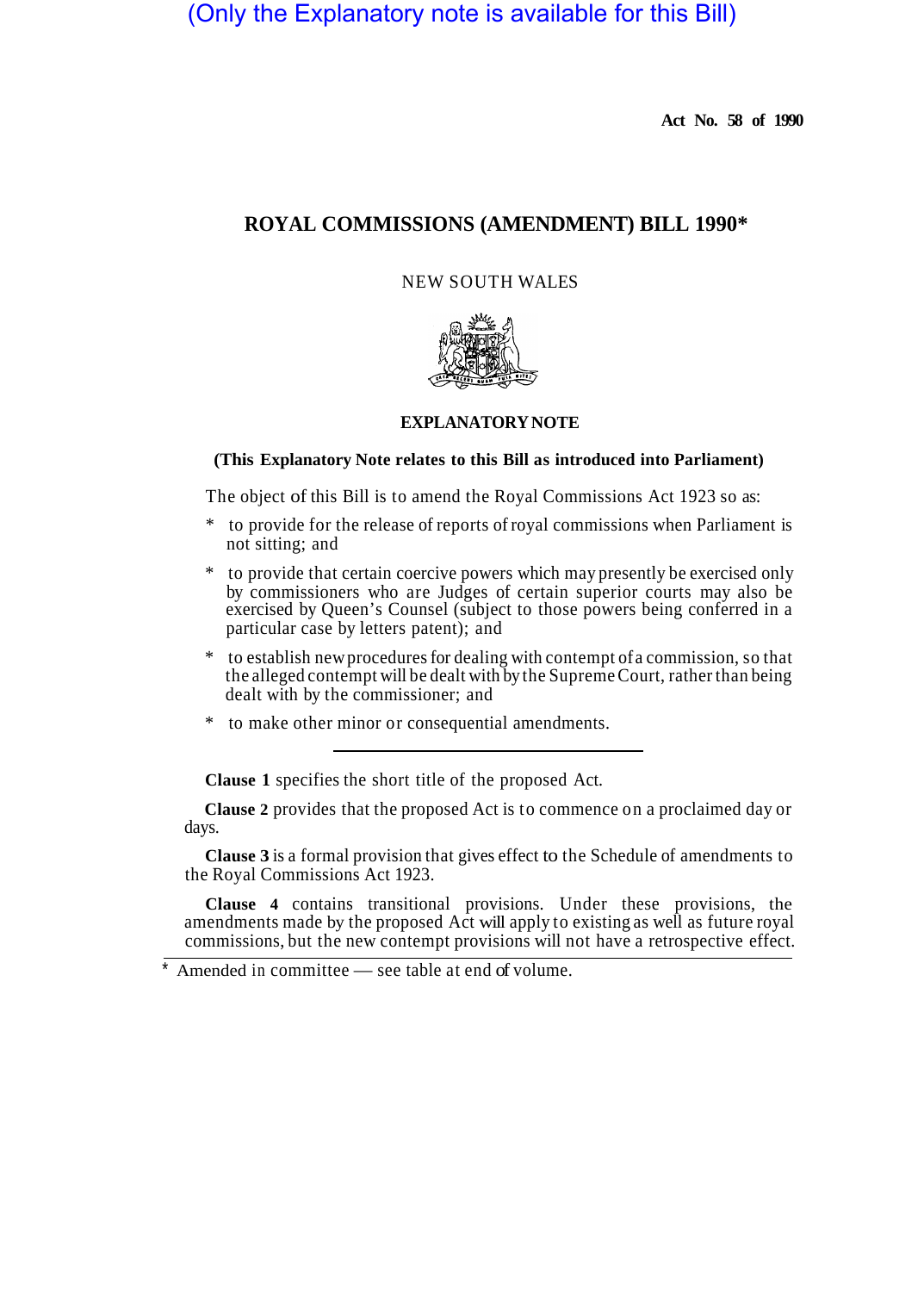(Only the Explanatory note is available for this Bill)

**Act No. 58 of 1990**

# ROYAL COMMISSIONS (AMENDMENT) BILL 1990*

NEW SOUTH WALES

## EXPLANATORY NOTE

**(This Explanatory Note relates to this Bill as introduced into Parliament)**

The object of this Bill is to amend the Royal Commissions Act 1923 so as:

- to provide for the release of reports of royal commissions when Parliament is not sitting; and
- to provide that certain coercive powers which may presently be exercised only by commissioners who are Judges of certain superior courts may also be exercised by Queen's Counsel (subject to those powers being conferred in a particular case by letters patent); and
- to establish new procedures for dealing with contempt of a commission, so that the alleged contempt will be dealt with by the Supreme Court, rather than being dealt with by the commissioner; and
- to make other minor or consequential amendments.

---

**Clause 1** specifies the short title of the proposed Act.

**Clause 2** provides that the proposed Act is to commence on a proclaimed day or days.

**Clause 3** is a formal provision that gives effect to the Schedule of amendments to the Royal Commissions Act 1923.

**Clause 4** contains transitional provisions. Under these provisions, the amendments made by the proposed Act will apply to existing as well as future royal commissions, but the new contempt provisions will not have a retrospective effect.

* Amended in committee — see table at end of volume.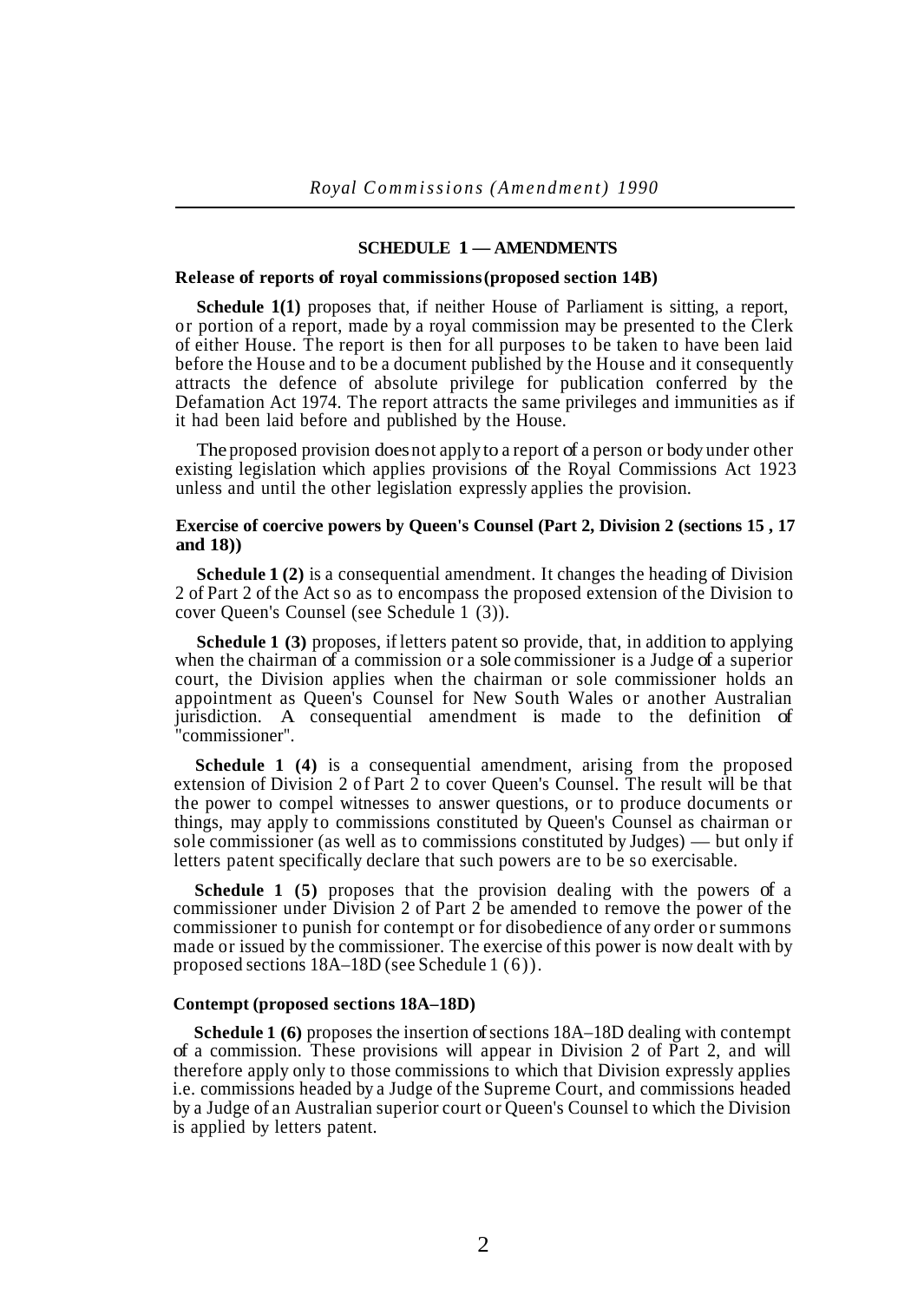## SCHEDULE 1 — AMENDMENTS

**Release of reports of royal commissions (proposed section 14B)**

**Schedule 1(1)** proposes that, if neither House of Parliament is sitting, a report, or portion of a report, made by a royal commission may be presented to the Clerk of either House. The report is then for all purposes to be taken to have been laid before the House and to be a document published by the House and it consequently attracts the defence of absolute privilege for publication conferred by the Defamation Act 1974. The report attracts the same privileges and immunities as if it had been laid before and published by the House.

The proposed provision does not apply to a report of a person or body under other existing legislation which applies provisions of the Royal Commissions Act 1923 unless and until the other legislation expressly applies the provision.

**Exercise of coercive powers by Queen's Counsel (Part 2, Division 2 (sections 15 , 17 and 18))**

**Schedule 1 (2)** is a consequential amendment. It changes the heading of Division 2 of Part 2 of the Act so as to encompass the proposed extension of the Division to cover Queen's Counsel (see Schedule 1 (3)).

**Schedule 1 (3)** proposes, if letters patent so provide, that, in addition to applying when the chairman of a commission or a sole commissioner is a Judge of a superior court, the Division applies when the chairman or sole commissioner holds an appointment as Queen's Counsel for New South Wales or another Australian jurisdiction. A consequential amendment is made to the definition of "commissioner".

**Schedule 1 (4)** is a consequential amendment, arising from the proposed extension of Division 2 of Part 2 to cover Queen's Counsel. The result will be that the power to compel witnesses to answer questions, or to produce documents or things, may apply to commissions constituted by Queen's Counsel as chairman or sole commissioner (as well as to commissions constituted by Judges) — but only if letters patent specifically declare that such powers are to be so exercisable.

**Schedule 1 (5)** proposes that the provision dealing with the powers of a commissioner under Division 2 of Part 2 be amended to remove the power of the commissioner to punish for contempt or for disobedience of any order or summons made or issued by the commissioner. The exercise of this power is now dealt with by proposed sections 18A–18D (see Schedule 1 (6)).

**Contempt (proposed sections 18A–18D)**

**Schedule 1 (6)** proposes the insertion of sections 18A–18D dealing with contempt of a commission. These provisions will appear in Division 2 of Part 2, and will therefore apply only to those commissions to which that Division expressly applies i.e. commissions headed by a Judge of the Supreme Court, and commissions headed by a Judge of an Australian superior court or Queen's Counsel to which the Division is applied by letters patent.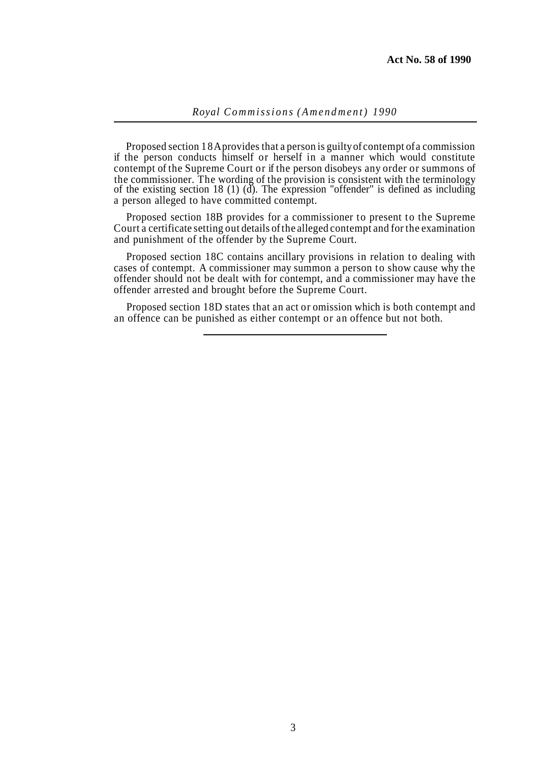Proposed section 18A provides that a person is guilty of contempt of a commission if the person conducts himself or herself in a manner which would constitute contempt of the Supreme Court or if the person disobeys any order or summons of the commissioner. The wording of the provision is consistent with the terminology of the existing section 18 (1) (d). The expression "offender" is defined as including a person alleged to have committed contempt.

Proposed section 18B provides for a commissioner to present to the Supreme Court a certificate setting out details of the alleged contempt and for the examination and punishment of the offender by the Supreme Court.

Proposed section 18C contains ancillary provisions in relation to dealing with cases of contempt. A commissioner may summon a person to show cause why the offender should not be dealt with for contempt, and a commissioner may have the offender arrested and brought before the Supreme Court.

Proposed section 18D states that an act or omission which is both contempt and an offence can be punished as either contempt or an offence but not both.